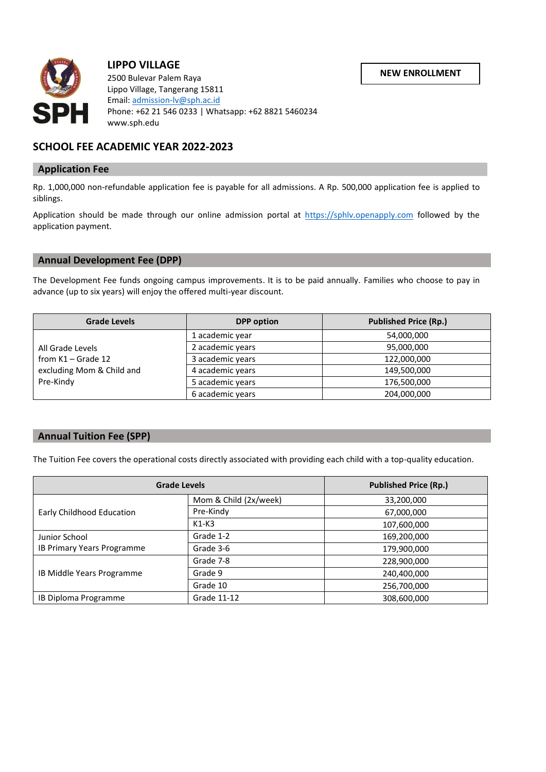**LIPPO VILLAGE**
2500 Bulevar Palem Raya
Lippo Village, Tangerang 15811
Email: admission-lv@sph.ac.id
Phone: +62 21 546 0233 | Whatsapp: +62 8821 5460234
www.sph.edu

**NEW ENROLLMENT**

# SCHOOL FEE ACADEMIC YEAR 2022-2023

## Application Fee

Rp. 1,000,000 non-refundable application fee is payable for all admissions. A Rp. 500,000 application fee is applied to siblings.

Application should be made through our online admission portal at https://sphlv.openapply.com followed by the application payment.

## Annual Development Fee (DPP)

The Development Fee funds ongoing campus improvements. It is to be paid annually. Families who choose to pay in advance (up to six years) will enjoy the offered multi-year discount.

| Grade Levels | DPP option | Published Price (Rp.) |
|---|---|---|
| All Grade Levels from K1 – Grade 12 excluding Mom & Child and Pre-Kindy | 1 academic year | 54,000,000 |
| | 2 academic years | 95,000,000 |
| | 3 academic years | 122,000,000 |
| | 4 academic years | 149,500,000 |
| | 5 academic years | 176,500,000 |
| | 6 academic years | 204,000,000 |

## Annual Tuition Fee (SPP)

The Tuition Fee covers the operational costs directly associated with providing each child with a top-quality education.

| Grade Levels | | Published Price (Rp.) |
|---|---|---|
| Early Childhood Education | Mom & Child (2x/week) | 33,200,000 |
| | Pre-Kindy | 67,000,000 |
| | K1-K3 | 107,600,000 |
| Junior School IB Primary Years Programme | Grade 1-2 | 169,200,000 |
| | Grade 3-6 | 179,900,000 |
| IB Middle Years Programme | Grade 7-8 | 228,900,000 |
| | Grade 9 | 240,400,000 |
| | Grade 10 | 256,700,000 |
| IB Diploma Programme | Grade 11-12 | 308,600,000 |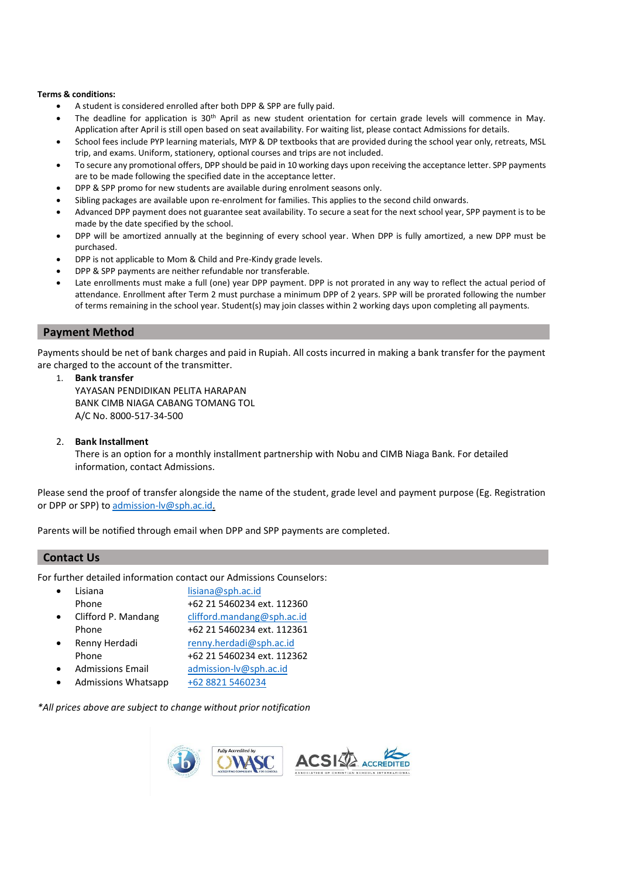**Terms & conditions:**

- A student is considered enrolled after both DPP & SPP are fully paid.
- The deadline for application is 30th April as new student orientation for certain grade levels will commence in May. Application after April is still open based on seat availability. For waiting list, please contact Admissions for details.
- School fees include PYP learning materials, MYP & DP textbooks that are provided during the school year only, retreats, MSL trip, and exams. Uniform, stationery, optional courses and trips are not included.
- To secure any promotional offers, DPP should be paid in 10 working days upon receiving the acceptance letter. SPP payments are to be made following the specified date in the acceptance letter.
- DPP & SPP promo for new students are available during enrolment seasons only.
- Sibling packages are available upon re-enrolment for families. This applies to the second child onwards.
- Advanced DPP payment does not guarantee seat availability. To secure a seat for the next school year, SPP payment is to be made by the date specified by the school.
- DPP will be amortized annually at the beginning of every school year. When DPP is fully amortized, a new DPP must be purchased.
- DPP is not applicable to Mom & Child and Pre-Kindy grade levels.
- DPP & SPP payments are neither refundable nor transferable.
- Late enrollments must make a full (one) year DPP payment. DPP is not prorated in any way to reflect the actual period of attendance. Enrollment after Term 2 must purchase a minimum DPP of 2 years. SPP will be prorated following the number of terms remaining in the school year. Student(s) may join classes within 2 working days upon completing all payments.

## Payment Method

Payments should be net of bank charges and paid in Rupiah. All costs incurred in making a bank transfer for the payment are charged to the account of the transmitter.

1. **Bank transfer**
   YAYASAN PENDIDIKAN PELITA HARAPAN
   BANK CIMB NIAGA CABANG TOMANG TOL
   A/C No. 8000-517-34-500

2. **Bank Installment**
   There is an option for a monthly installment partnership with Nobu and CIMB Niaga Bank. For detailed information, contact Admissions.

Please send the proof of transfer alongside the name of the student, grade level and payment purpose (Eg. Registration or DPP or SPP) to admission-lv@sph.ac.id.

Parents will be notified through email when DPP and SPP payments are completed.

## Contact Us

For further detailed information contact our Admissions Counselors:

- Lisiana — lisiana@sph.ac.id
  Phone — +62 21 5460234 ext. 112360
- Clifford P. Mandang — clifford.mandang@sph.ac.id
  Phone — +62 21 5460234 ext. 112361
- Renny Herdadi — renny.herdadi@sph.ac.id
  Phone — +62 21 5460234 ext. 112362
- Admissions Email — admission-lv@sph.ac.id
- Admissions Whatsapp — +62 8821 5460234

*\*All prices above are subject to change without prior notification*

Fully Accredited by WASC

ACSI ACCREDITED